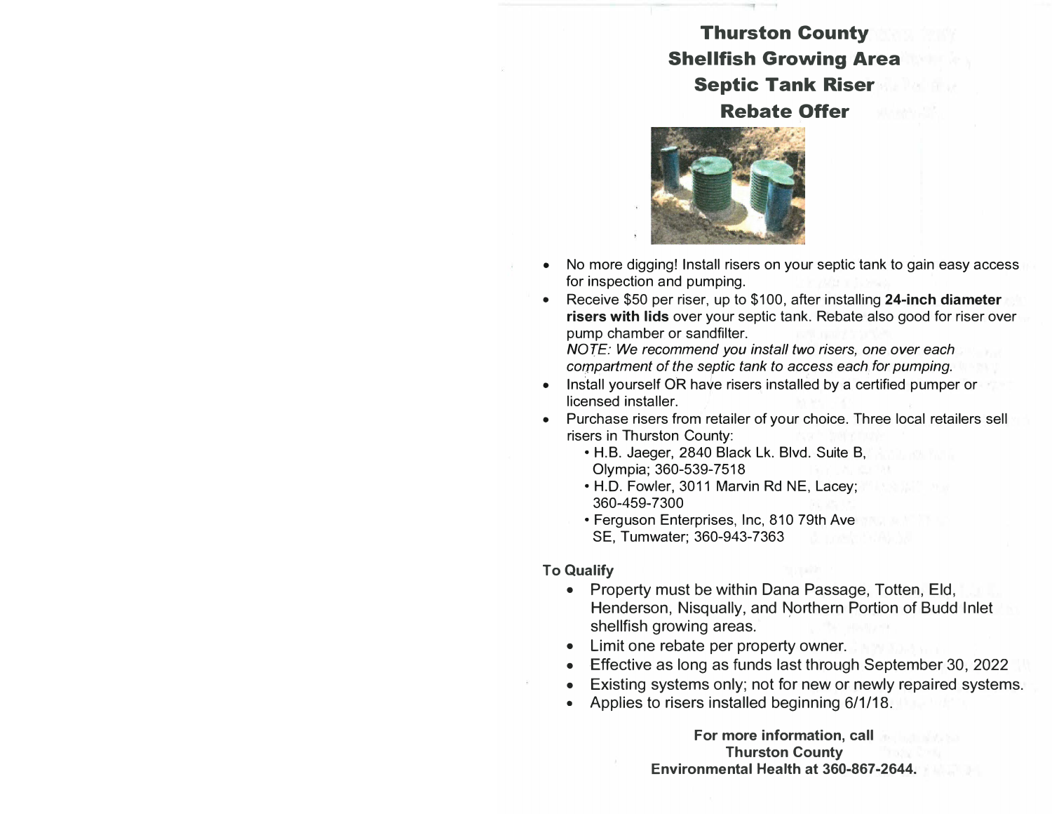# Thurston County Shellfish Growing Area Septic Tank Riser Rebate Offer

- No more digging! Install risers on your septic tank to gain easy access for inspection and pumping.
- Receive $50 per riser, up to $100, after installing **24-inch diameter risers with lids** over your septic tank. Rebate also good for riser over pump chamber or sandfilter.
  *NOTE: We recommend you install two risers, one over each compartment of the septic tank to access each for pumping.*
- Install yourself OR have risers installed by a certified pumper or licensed installer.
- Purchase risers from retailer of your choice. Three local retailers sell risers in Thurston County:
  - H.B. Jaeger, 2840 Black Lk. Blvd. Suite B, Olympia; 360-539-7518
  - H.D. Fowler, 3011 Marvin Rd NE, Lacey; 360-459-7300
  - Ferguson Enterprises, Inc, 810 79th Ave SE, Tumwater; 360-943-7363

**To Qualify**

- Property must be within Dana Passage, Totten, Eld, Henderson, Nisqually, and Northern Portion of Budd Inlet shellfish growing areas.
- Limit one rebate per property owner.
- Effective as long as funds last through September 30, 2022
- Existing systems only; not for new or newly repaired systems.
- Applies to risers installed beginning 6/1/18.

**For more information, call Thurston County Environmental Health at 360-867-2644.**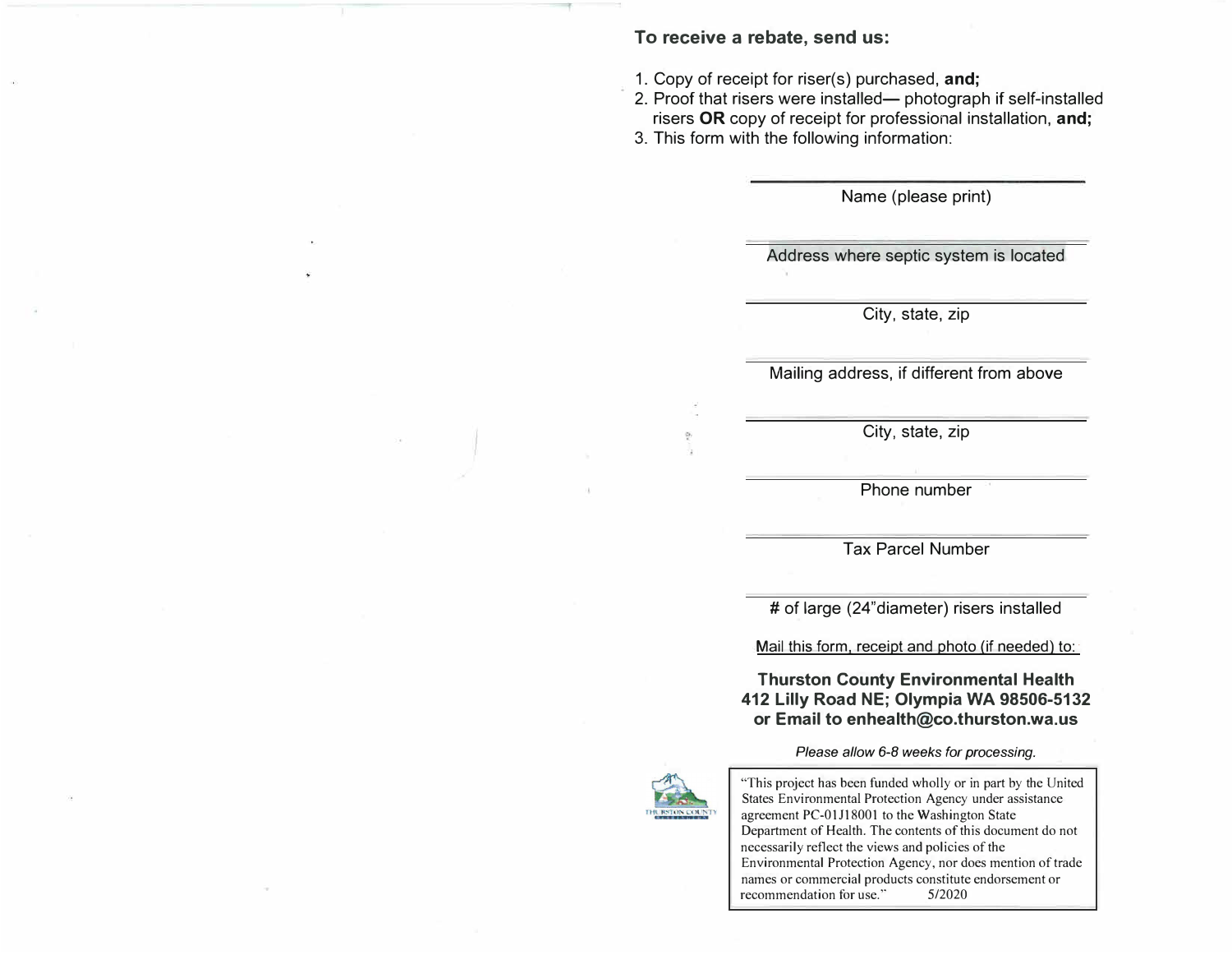**To receive a rebate, send us:**

1. Copy of receipt for riser(s) purchased, **and;**
2. Proof that risers were installed— photograph if self-installed risers **OR** copy of receipt for professional installation, **and;**
3. This form with the following information:

\_\_\_\_\_\_\_\_\_\_\_\_\_\_\_\_\_\_\_\_\_\_\_\_\_\_\_\_\_\_\_\_\_\_\_\_\_\_\_\_

Name (please print)

\_\_\_\_\_\_\_\_\_\_\_\_\_\_\_\_\_\_\_\_\_\_\_\_\_\_\_\_\_\_\_\_\_\_\_\_\_\_\_\_

Address where septic system is located

\_\_\_\_\_\_\_\_\_\_\_\_\_\_\_\_\_\_\_\_\_\_\_\_\_\_\_\_\_\_\_\_\_\_\_\_\_\_\_\_

City, state, zip

\_\_\_\_\_\_\_\_\_\_\_\_\_\_\_\_\_\_\_\_\_\_\_\_\_\_\_\_\_\_\_\_\_\_\_\_\_\_\_\_

Mailing address, if different from above

\_\_\_\_\_\_\_\_\_\_\_\_\_\_\_\_\_\_\_\_\_\_\_\_\_\_\_\_\_\_\_\_\_\_\_\_\_\_\_\_

City, state, zip

\_\_\_\_\_\_\_\_\_\_\_\_\_\_\_\_\_\_\_\_\_\_\_\_\_\_\_\_\_\_\_\_\_\_\_\_\_\_\_\_

Phone number

\_\_\_\_\_\_\_\_\_\_\_\_\_\_\_\_\_\_\_\_\_\_\_\_\_\_\_\_\_\_\_\_\_\_\_\_\_\_\_\_

Tax Parcel Number

\_\_\_\_\_\_\_\_\_\_\_\_\_\_\_\_\_\_\_\_\_\_\_\_\_\_\_\_\_\_\_\_\_\_\_\_\_\_\_\_

# of large (24"diameter) risers installed

Mail this form, receipt and photo (if needed) to:

**Thurston County Environmental Health**
**412 Lilly Road NE; Olympia WA 98506-5132**
**or Email to enhealth@co.thurston.wa.us**

*Please allow 6-8 weeks for processing.*

"This project has been funded wholly or in part by the United States Environmental Protection Agency under assistance agreement PC-01J18001 to the Washington State Department of Health. The contents of this document do not necessarily reflect the views and policies of the Environmental Protection Agency, nor does mention of trade names or commercial products constitute endorsement or recommendation for use." 5/2020